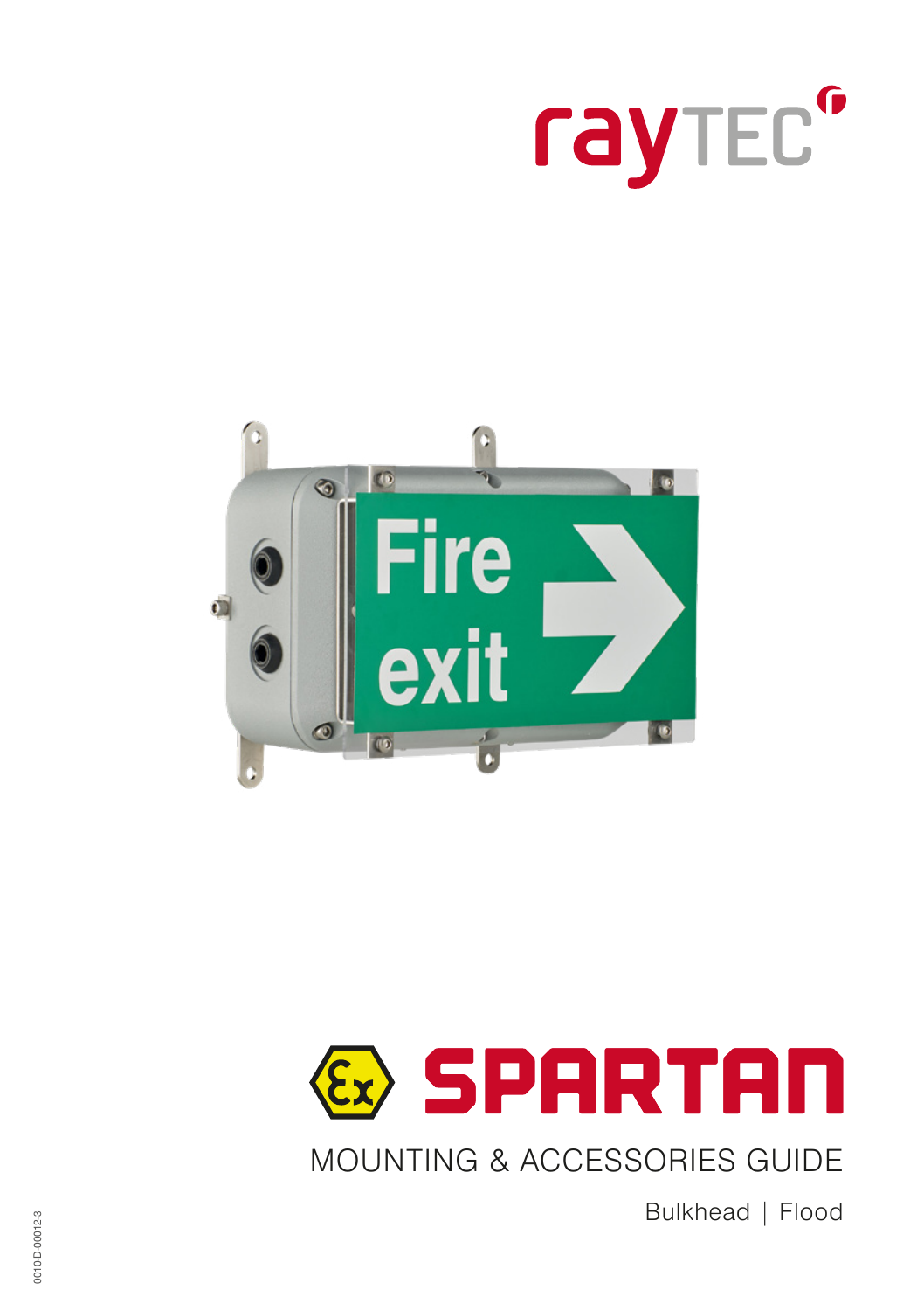rayTEC

# SPARTAN

## MOUNTING & ACCESSORIES GUIDE

Bulkhead | Flood

0010-D-00012-3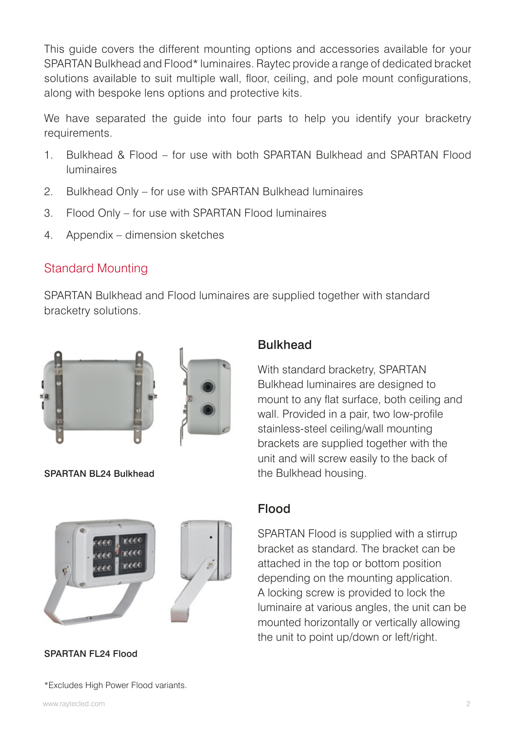This guide covers the different mounting options and accessories available for your SPARTAN Bulkhead and Flood* luminaires. Raytec provide a range of dedicated bracket solutions available to suit multiple wall, floor, ceiling, and pole mount configurations, along with bespoke lens options and protective kits.

We have separated the guide into four parts to help you identify your bracketry requirements.

1. Bulkhead & Flood – for use with both SPARTAN Bulkhead and SPARTAN Flood luminaires
2. Bulkhead Only – for use with SPARTAN Bulkhead luminaires
3. Flood Only – for use with SPARTAN Flood luminaires
4. Appendix – dimension sketches

## Standard Mounting

SPARTAN Bulkhead and Flood luminaires are supplied together with standard bracketry solutions.

**SPARTAN BL24 Bulkhead**

### Bulkhead

With standard bracketry, SPARTAN Bulkhead luminaires are designed to mount to any flat surface, both ceiling and wall. Provided in a pair, two low-profile stainless-steel ceiling/wall mounting brackets are supplied together with the unit and will screw easily to the back of the Bulkhead housing.

**SPARTAN FL24 Flood**

### Flood

SPARTAN Flood is supplied with a stirrup bracket as standard. The bracket can be attached in the top or bottom position depending on the mounting application. A locking screw is provided to lock the luminaire at various angles, the unit can be mounted horizontally or vertically allowing the unit to point up/down or left/right.

*Excludes High Power Flood variants.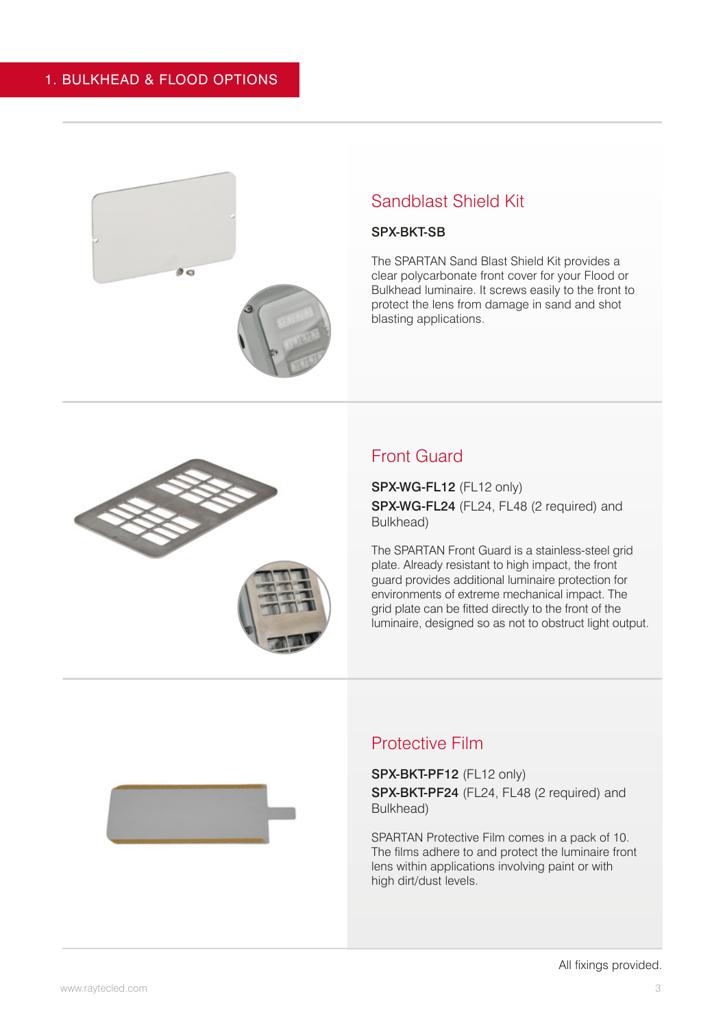# 1. BULKHEAD & FLOOD OPTIONS

## Sandblast Shield Kit

SPX-BKT-SB

The SPARTAN Sand Blast Shield Kit provides a clear polycarbonate front cover for your Flood or Bulkhead luminaire. It screws easily to the front to protect the lens from damage in sand and shot blasting applications.

## Front Guard

**SPX-WG-FL12** (FL12 only)

**SPX-WG-FL24** (FL24, FL48 (2 required) and Bulkhead)

The SPARTAN Front Guard is a stainless-steel grid plate. Already resistant to high impact, the front guard provides additional luminaire protection for environments of extreme mechanical impact. The grid plate can be fitted directly to the front of the luminaire, designed so as not to obstruct light output.

## Protective Film

**SPX-BKT-PF12** (FL12 only)

**SPX-BKT-PF24** (FL24, FL48 (2 required) and Bulkhead)

SPARTAN Protective Film comes in a pack of 10. The films adhere to and protect the luminaire front lens within applications involving paint or with high dirt/dust levels.

All fixings provided.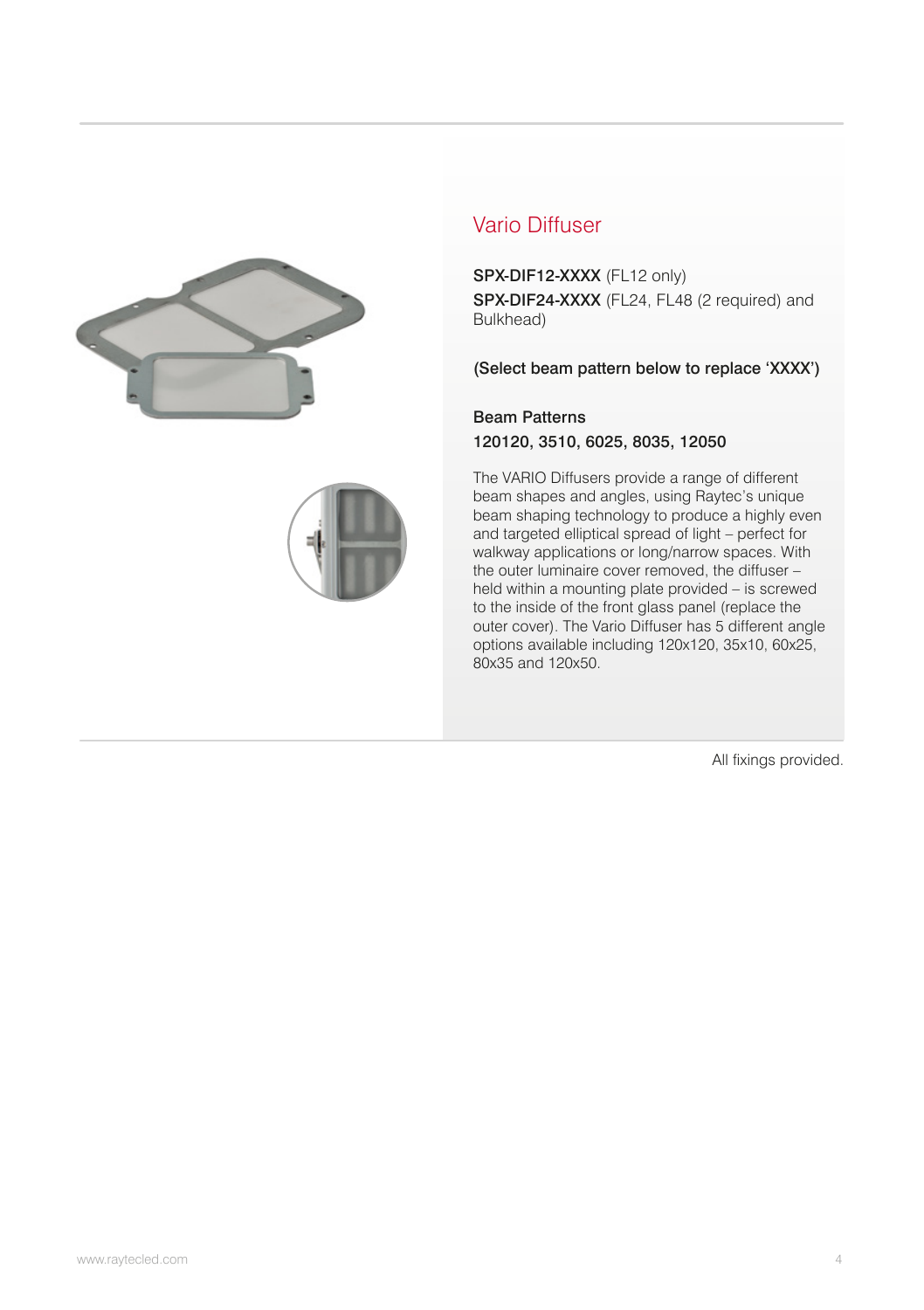## Vario Diffuser

**SPX-DIF12-XXXX** (FL12 only)
**SPX-DIF24-XXXX** (FL24, FL48 (2 required) and Bulkhead)

**(Select beam pattern below to replace 'XXXX')**

**Beam Patterns**
**120120, 3510, 6025, 8035, 12050**

The VARIO Diffusers provide a range of different beam shapes and angles, using Raytec's unique beam shaping technology to produce a highly even and targeted elliptical spread of light – perfect for walkway applications or long/narrow spaces. With the outer luminaire cover removed, the diffuser – held within a mounting plate provided – is screwed to the inside of the front glass panel (replace the outer cover). The Vario Diffuser has 5 different angle options available including 120x120, 35x10, 60x25, 80x35 and 120x50.

All fixings provided.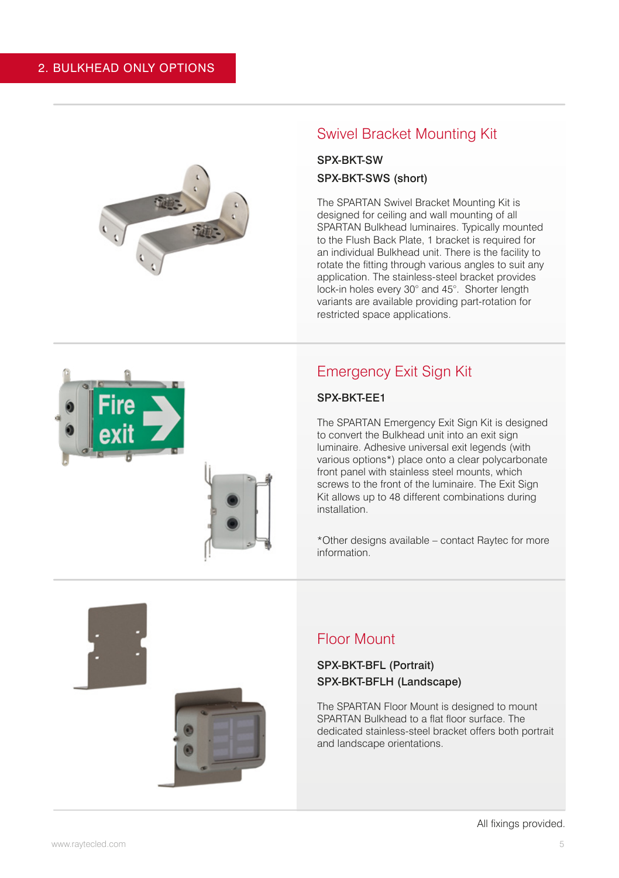## 2. BULKHEAD ONLY OPTIONS

### Swivel Bracket Mounting Kit

**SPX-BKT-SW**

**SPX-BKT-SWS (short)**

The SPARTAN Swivel Bracket Mounting Kit is designed for ceiling and wall mounting of all SPARTAN Bulkhead luminaires. Typically mounted to the Flush Back Plate, 1 bracket is required for an individual Bulkhead unit. There is the facility to rotate the fitting through various angles to suit any application. The stainless-steel bracket provides lock-in holes every 30° and 45°. Shorter length variants are available providing part-rotation for restricted space applications.

### Emergency Exit Sign Kit

**SPX-BKT-EE1**

The SPARTAN Emergency Exit Sign Kit is designed to convert the Bulkhead unit into an exit sign luminaire. Adhesive universal exit legends (with various options*) place onto a clear polycarbonate front panel with stainless steel mounts, which screws to the front of the luminaire. The Exit Sign Kit allows up to 48 different combinations during installation.

*Other designs available – contact Raytec for more information.

### Floor Mount

**SPX-BKT-BFL (Portrait)**

**SPX-BKT-BFLH (Landscape)**

The SPARTAN Floor Mount is designed to mount SPARTAN Bulkhead to a flat floor surface. The dedicated stainless-steel bracket offers both portrait and landscape orientations.

All fixings provided.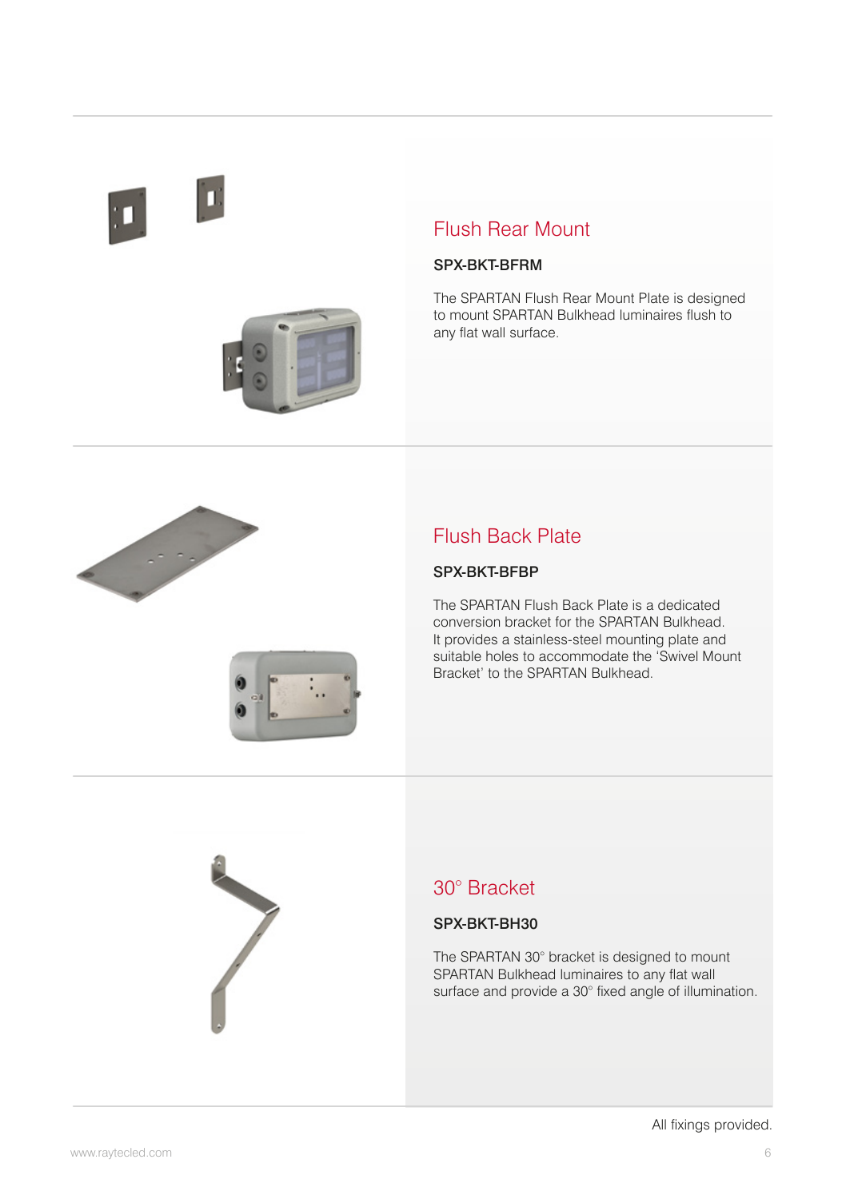## Flush Rear Mount

**SPX-BKT-BFRM**

The SPARTAN Flush Rear Mount Plate is designed to mount SPARTAN Bulkhead luminaires flush to any flat wall surface.

## Flush Back Plate

**SPX-BKT-BFBP**

The SPARTAN Flush Back Plate is a dedicated conversion bracket for the SPARTAN Bulkhead. It provides a stainless-steel mounting plate and suitable holes to accommodate the 'Swivel Mount Bracket' to the SPARTAN Bulkhead.

## 30° Bracket

**SPX-BKT-BH30**

The SPARTAN 30° bracket is designed to mount SPARTAN Bulkhead luminaires to any flat wall surface and provide a 30° fixed angle of illumination.

All fixings provided.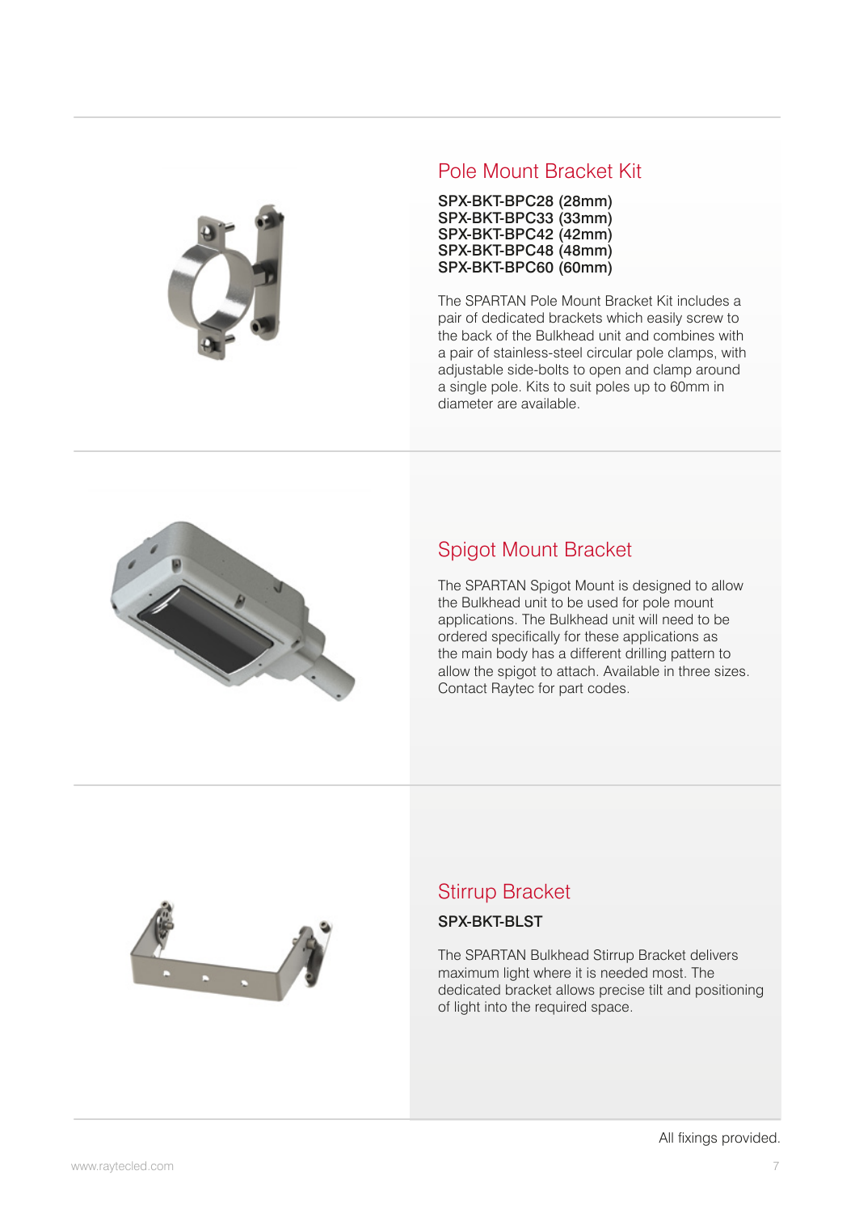## Pole Mount Bracket Kit

**SPX-BKT-BPC28 (28mm)**
**SPX-BKT-BPC33 (33mm)**
**SPX-BKT-BPC42 (42mm)**
**SPX-BKT-BPC48 (48mm)**
**SPX-BKT-BPC60 (60mm)**

The SPARTAN Pole Mount Bracket Kit includes a pair of dedicated brackets which easily screw to the back of the Bulkhead unit and combines with a pair of stainless-steel circular pole clamps, with adjustable side-bolts to open and clamp around a single pole. Kits to suit poles up to 60mm in diameter are available.

## Spigot Mount Bracket

The SPARTAN Spigot Mount is designed to allow the Bulkhead unit to be used for pole mount applications. The Bulkhead unit will need to be ordered specifically for these applications as the main body has a different drilling pattern to allow the spigot to attach. Available in three sizes. Contact Raytec for part codes.

## Stirrup Bracket

**SPX-BKT-BLST**

The SPARTAN Bulkhead Stirrup Bracket delivers maximum light where it is needed most. The dedicated bracket allows precise tilt and positioning of light into the required space.

All fixings provided.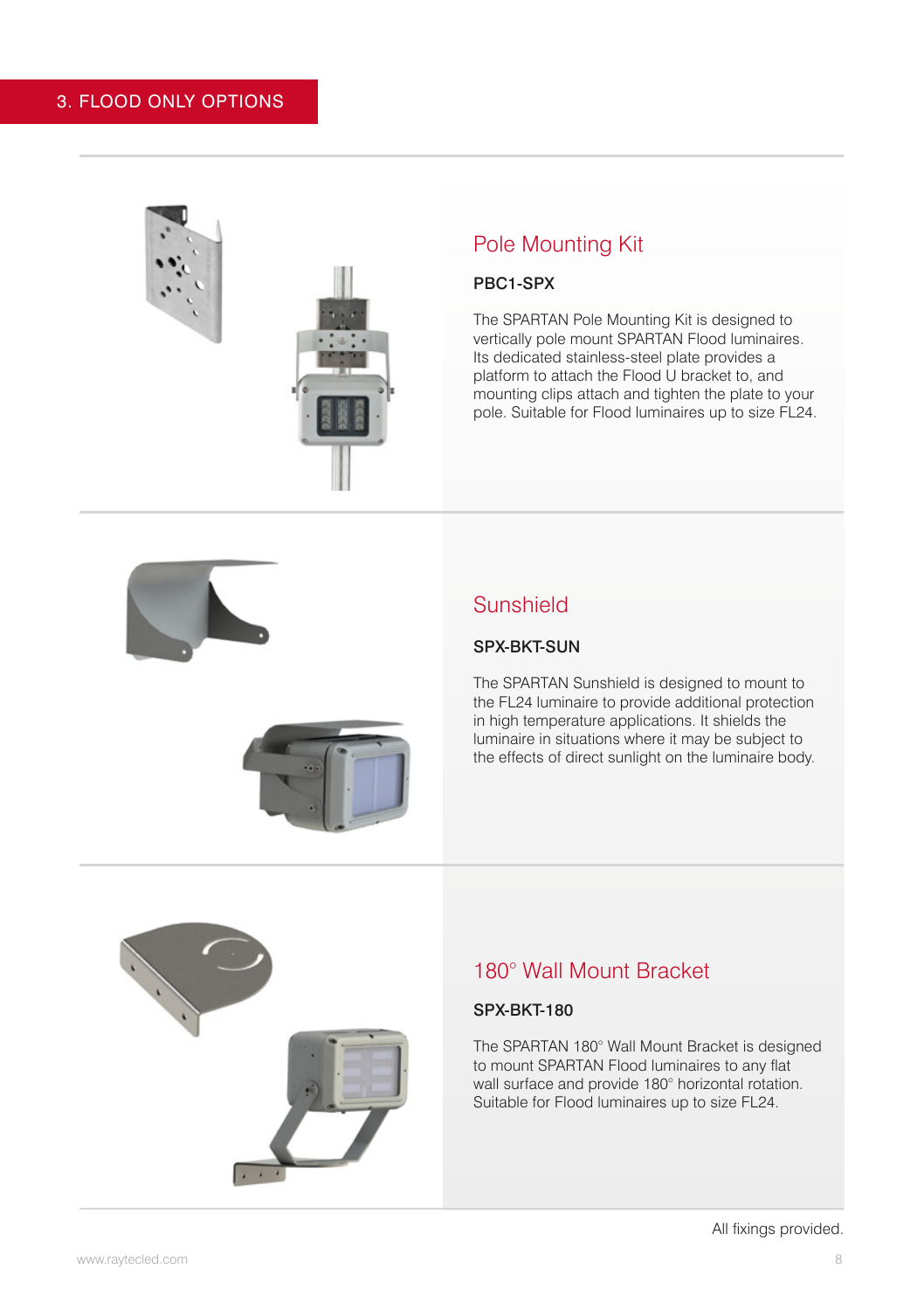# 3. FLOOD ONLY OPTIONS

## Pole Mounting Kit

**PBC1-SPX**

The SPARTAN Pole Mounting Kit is designed to vertically pole mount SPARTAN Flood luminaires. Its dedicated stainless-steel plate provides a platform to attach the Flood U bracket to, and mounting clips attach and tighten the plate to your pole. Suitable for Flood luminaires up to size FL24.

## Sunshield

**SPX-BKT-SUN**

The SPARTAN Sunshield is designed to mount to the FL24 luminaire to provide additional protection in high temperature applications. It shields the luminaire in situations where it may be subject to the effects of direct sunlight on the luminaire body.

## 180° Wall Mount Bracket

**SPX-BKT-180**

The SPARTAN 180° Wall Mount Bracket is designed to mount SPARTAN Flood luminaires to any flat wall surface and provide 180° horizontal rotation. Suitable for Flood luminaires up to size FL24.

All fixings provided.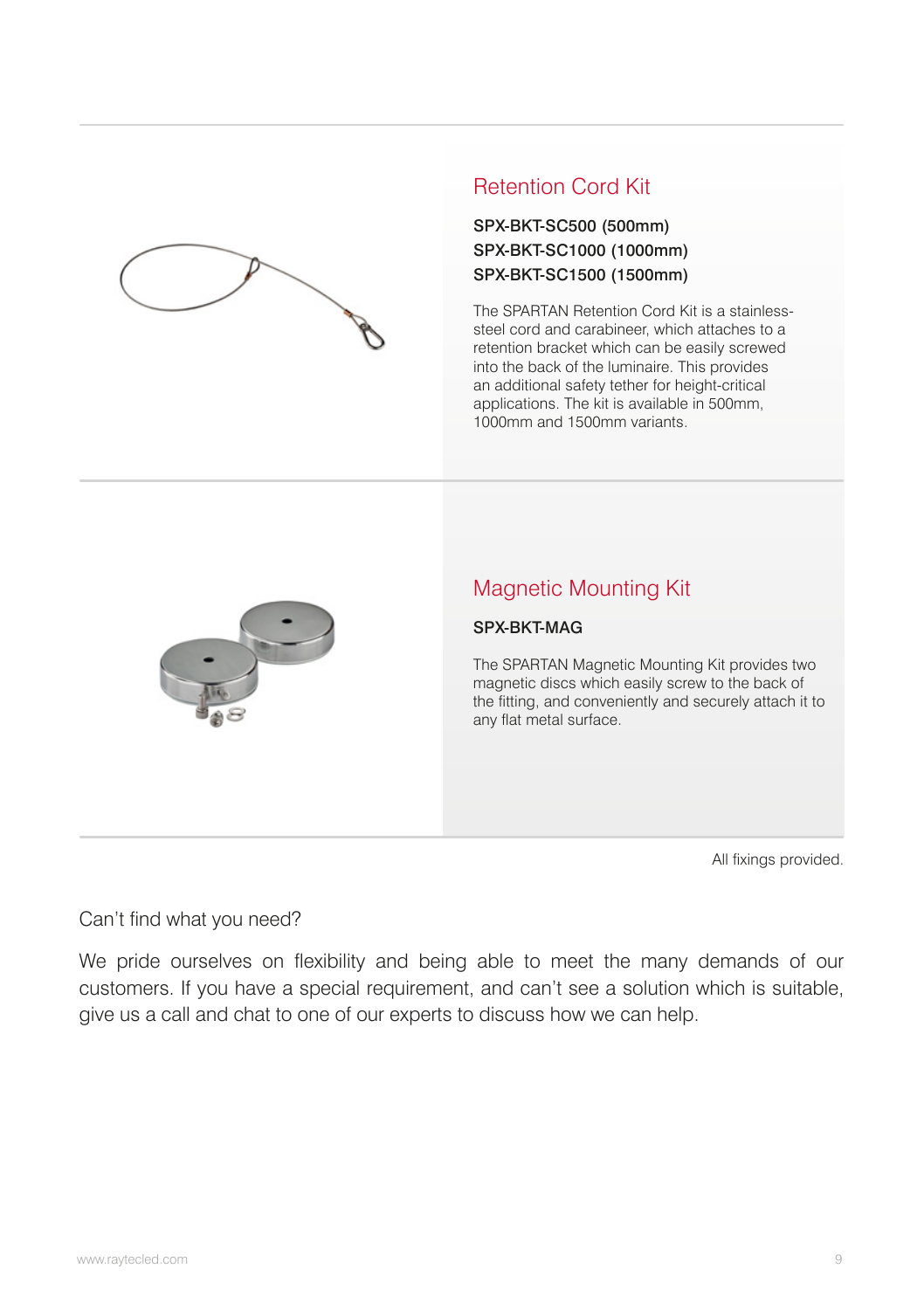## Retention Cord Kit

**SPX-BKT-SC500 (500mm)**
**SPX-BKT-SC1000 (1000mm)**
**SPX-BKT-SC1500 (1500mm)**

The SPARTAN Retention Cord Kit is a stainless-steel cord and carabineer, which attaches to a retention bracket which can be easily screwed into the back of the luminaire. This provides an additional safety tether for height-critical applications. The kit is available in 500mm, 1000mm and 1500mm variants.

## Magnetic Mounting Kit

**SPX-BKT-MAG**

The SPARTAN Magnetic Mounting Kit provides two magnetic discs which easily screw to the back of the fitting, and conveniently and securely attach it to any flat metal surface.

All fixings provided.

Can't find what you need?

We pride ourselves on flexibility and being able to meet the many demands of our customers. If you have a special requirement, and can't see a solution which is suitable, give us a call and chat to one of our experts to discuss how we can help.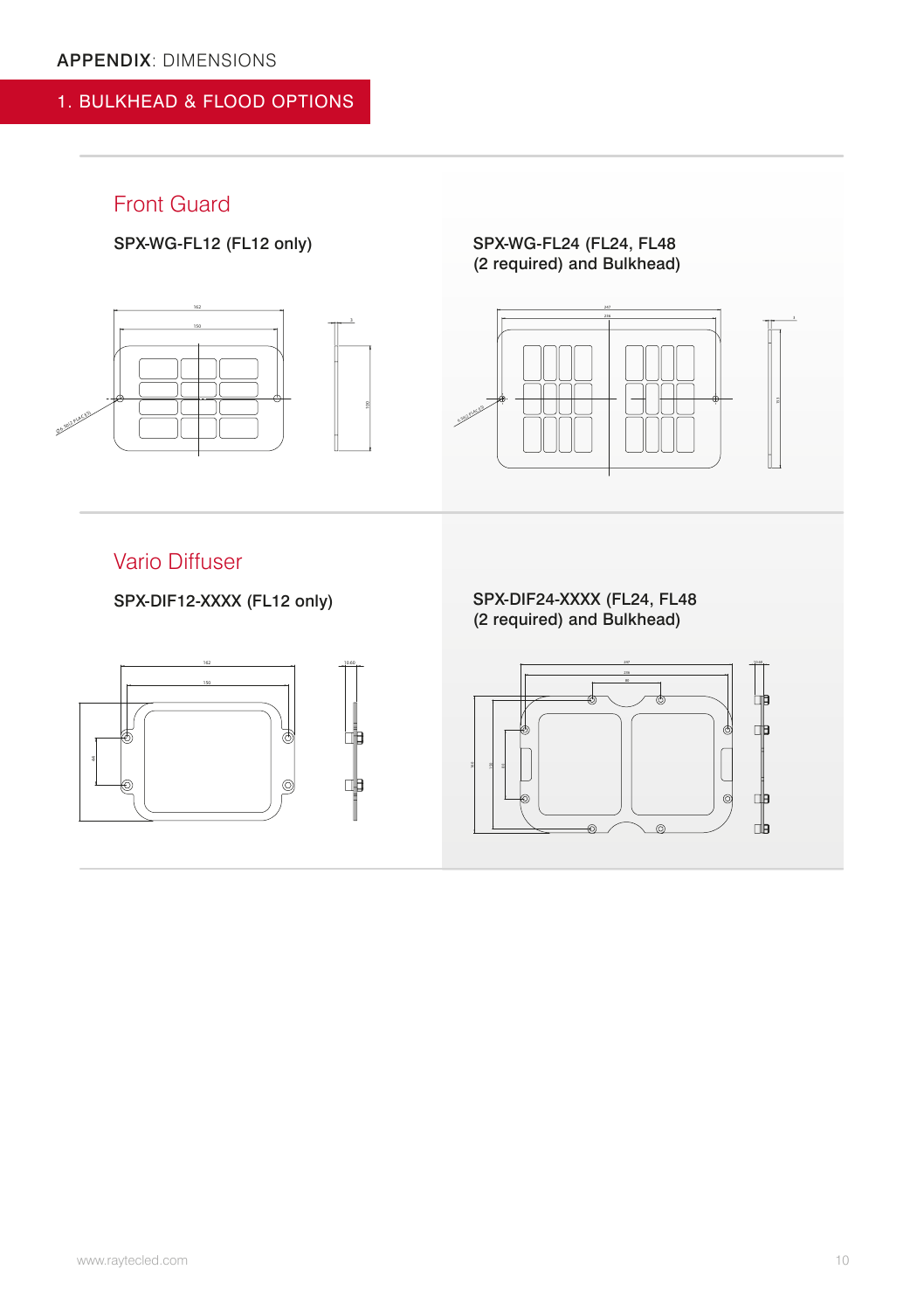APPENDIX: DIMENSIONS

## 1. BULKHEAD & FLOOD OPTIONS

### Front Guard

**SPX-WG-FL12 (FL12 only)**

**SPX-WG-FL24 (FL24, FL48 (2 required) and Bulkhead)**

### Vario Diffuser

**SPX-DIF12-XXXX (FL12 only)**

**SPX-DIF24-XXXX (FL24, FL48 (2 required) and Bulkhead)**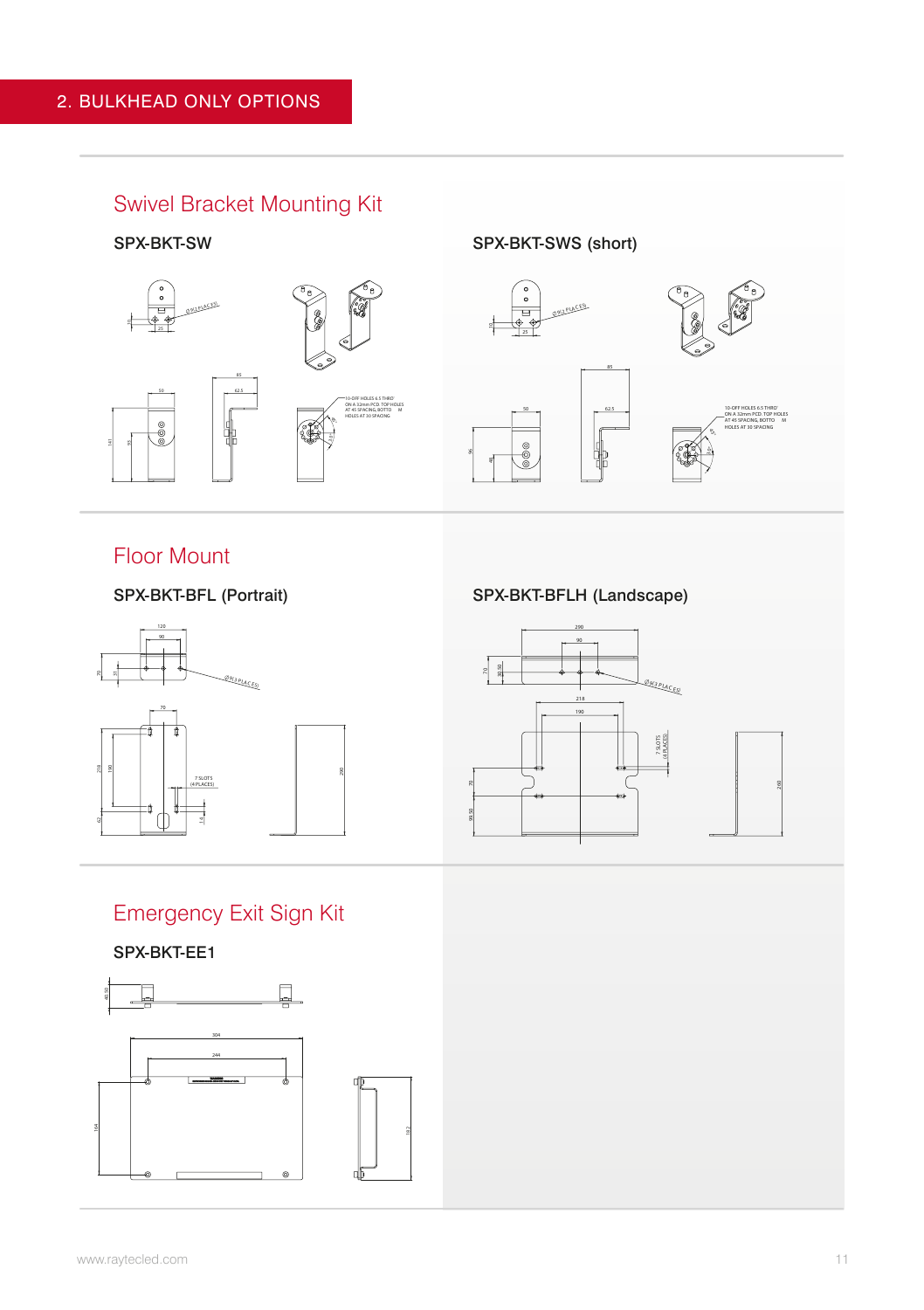## 2. BULKHEAD ONLY OPTIONS

### Swivel Bracket Mounting Kit

**SPX-BKT-SW**

**SPX-BKT-SWS (short)**

### Floor Mount

**SPX-BKT-BFL (Portrait)**

**SPX-BKT-BFLH (Landscape)**

### Emergency Exit Sign Kit

**SPX-BKT-EE1**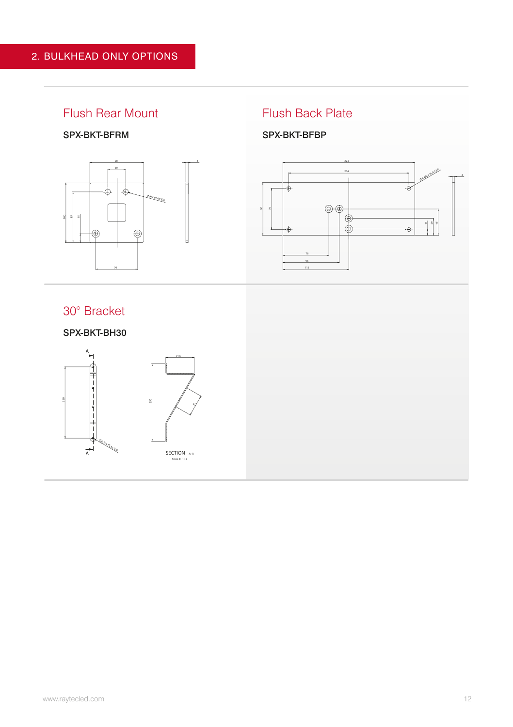# 2. BULKHEAD ONLY OPTIONS

## Flush Rear Mount

**SPX-BKT-BFRM**

## Flush Back Plate

**SPX-BKT-BFBP**

## 30° Bracket

**SPX-BKT-BH30**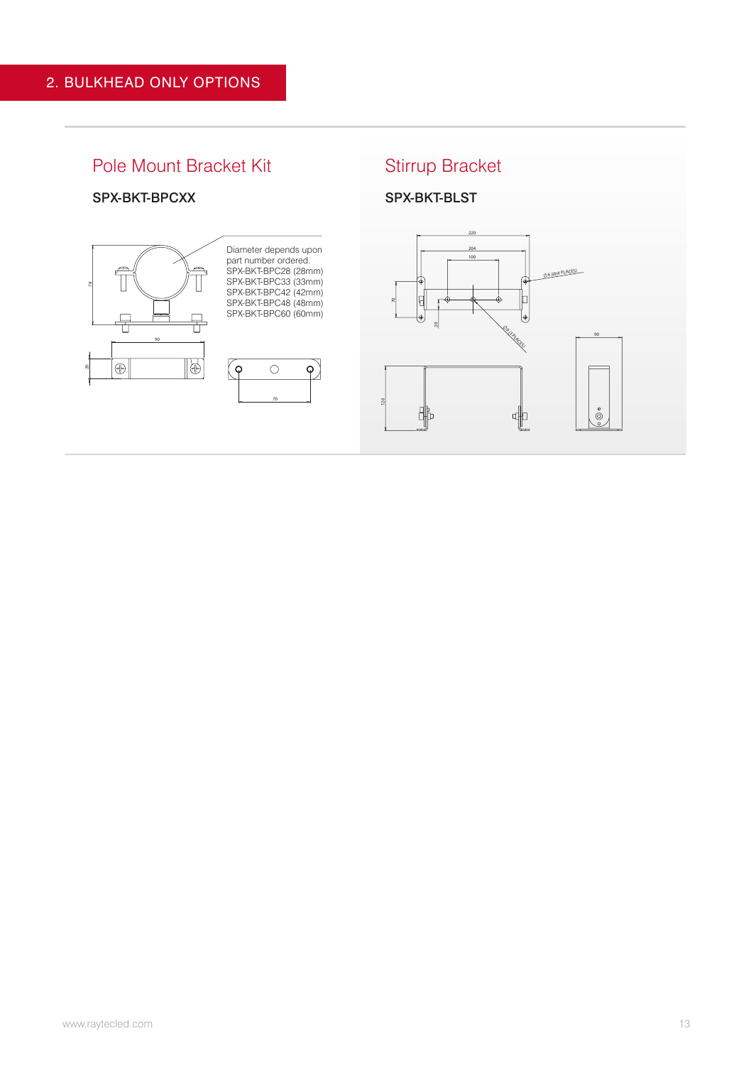## 2. BULKHEAD ONLY OPTIONS

### Pole Mount Bracket Kit

**SPX-BKT-BPCXX**

Diameter depends upon part number ordered.
SPX-BKT-BPC28 (28mm)
SPX-BKT-BPC33 (33mm)
SPX-BKT-BPC42 (42mm)
SPX-BKT-BPC48 (48mm)
SPX-BKT-BPC60 (60mm)

### Stirrup Bracket

**SPX-BKT-BLST**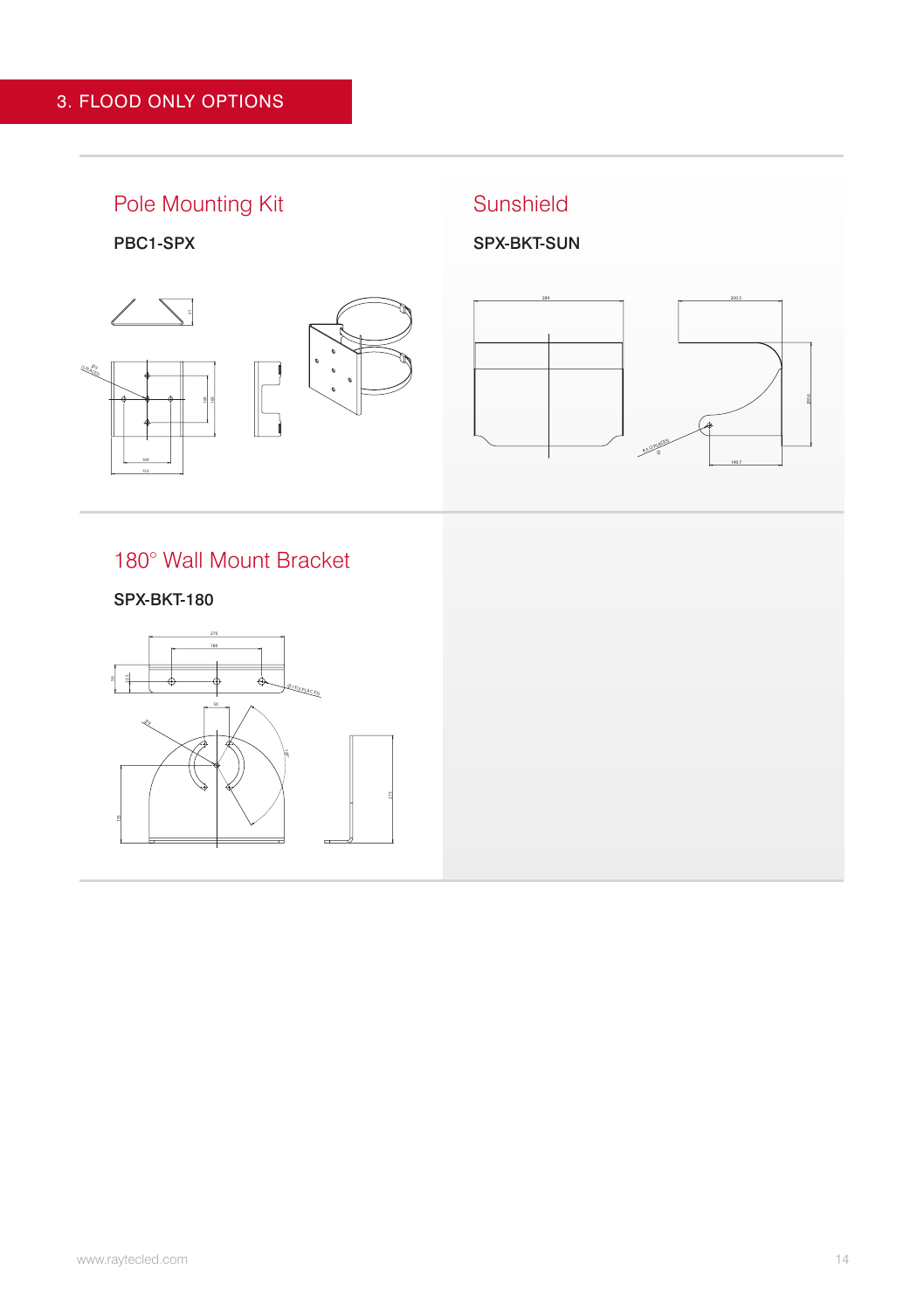## 3. FLOOD ONLY OPTIONS

### Pole Mounting Kit

**PBC1-SPX**

### Sunshield

**SPX-BKT-SUN**

### 180° Wall Mount Bracket

**SPX-BKT-180**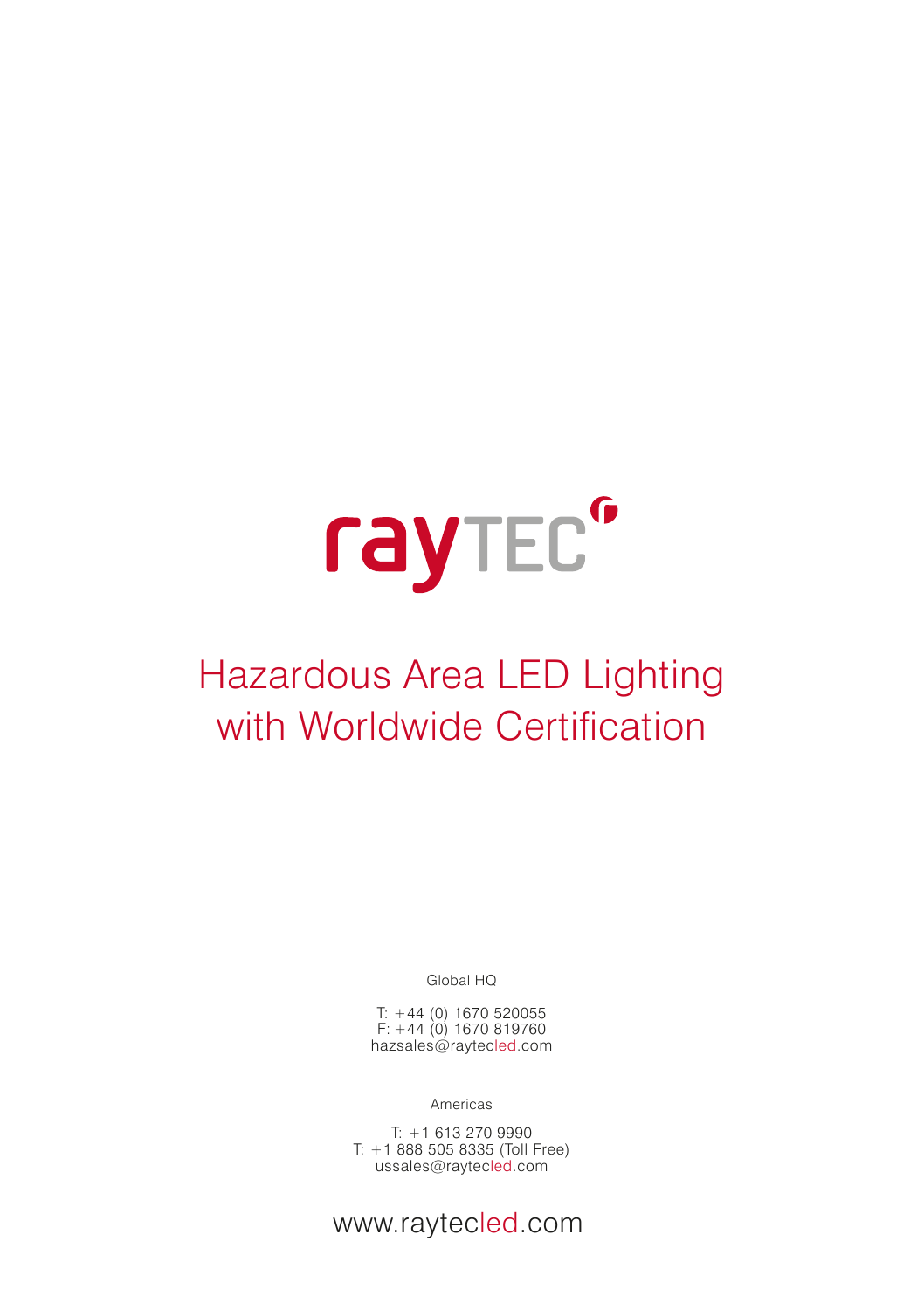rayTEC

# Hazardous Area LED Lighting with Worldwide Certification

Global HQ

T: +44 (0) 1670 520055
F: +44 (0) 1670 819760
hazsales@raytecled.com

Americas

T: +1 613 270 9990
T: +1 888 505 8335 (Toll Free)
ussales@raytecled.com

www.raytecled.com